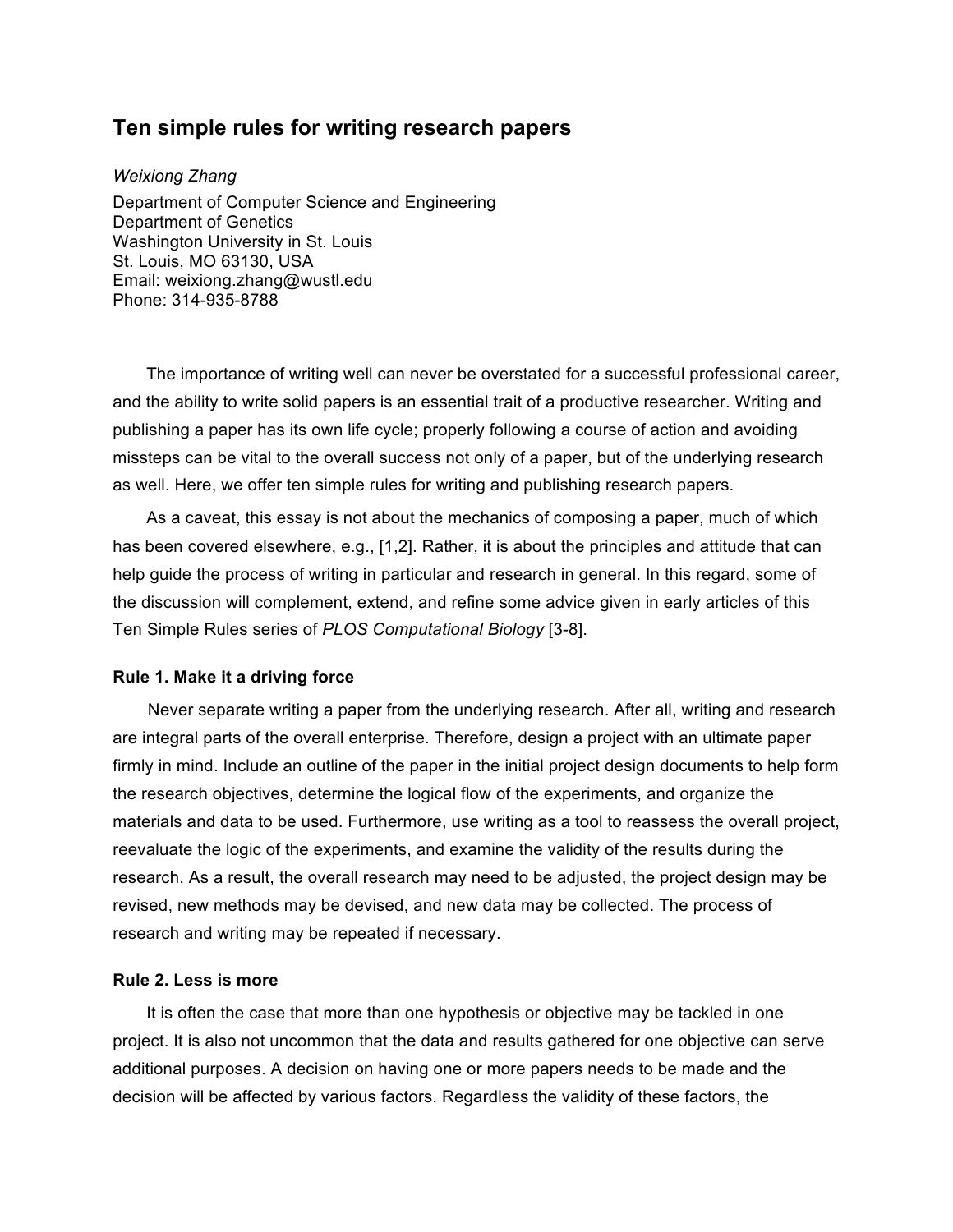# Ten simple rules for writing research papers

*Weixiong Zhang*

Department of Computer Science and Engineering
Department of Genetics
Washington University in St. Louis
St. Louis, MO 63130, USA
Email: weixiong.zhang@wustl.edu
Phone: 314-935-8788

The importance of writing well can never be overstated for a successful professional career, and the ability to write solid papers is an essential trait of a productive researcher. Writing and publishing a paper has its own life cycle; properly following a course of action and avoiding missteps can be vital to the overall success not only of a paper, but of the underlying research as well. Here, we offer ten simple rules for writing and publishing research papers.

As a caveat, this essay is not about the mechanics of composing a paper, much of which has been covered elsewhere, e.g., [1,2]. Rather, it is about the principles and attitude that can help guide the process of writing in particular and research in general. In this regard, some of the discussion will complement, extend, and refine some advice given in early articles of this Ten Simple Rules series of *PLOS Computational Biology* [3-8].

### Rule 1. Make it a driving force

Never separate writing a paper from the underlying research. After all, writing and research are integral parts of the overall enterprise. Therefore, design a project with an ultimate paper firmly in mind. Include an outline of the paper in the initial project design documents to help form the research objectives, determine the logical flow of the experiments, and organize the materials and data to be used. Furthermore, use writing as a tool to reassess the overall project, reevaluate the logic of the experiments, and examine the validity of the results during the research. As a result, the overall research may need to be adjusted, the project design may be revised, new methods may be devised, and new data may be collected. The process of research and writing may be repeated if necessary.

### Rule 2. Less is more

It is often the case that more than one hypothesis or objective may be tackled in one project. It is also not uncommon that the data and results gathered for one objective can serve additional purposes. A decision on having one or more papers needs to be made and the decision will be affected by various factors. Regardless the validity of these factors, the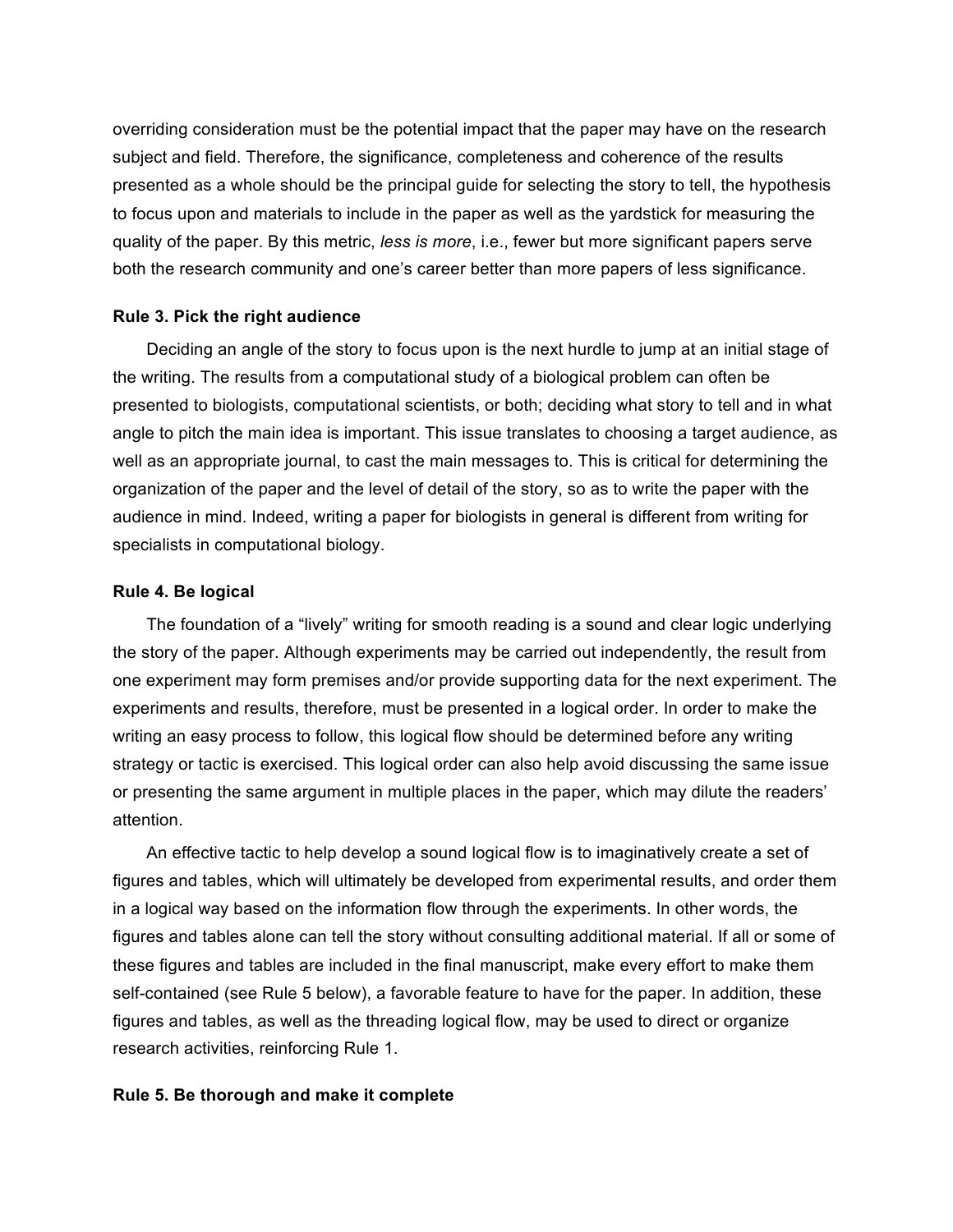overriding consideration must be the potential impact that the paper may have on the research subject and field. Therefore, the significance, completeness and coherence of the results presented as a whole should be the principal guide for selecting the story to tell, the hypothesis to focus upon and materials to include in the paper as well as the yardstick for measuring the quality of the paper. By this metric, *less is more*, i.e., fewer but more significant papers serve both the research community and one's career better than more papers of less significance.

**Rule 3. Pick the right audience**

Deciding an angle of the story to focus upon is the next hurdle to jump at an initial stage of the writing. The results from a computational study of a biological problem can often be presented to biologists, computational scientists, or both; deciding what story to tell and in what angle to pitch the main idea is important. This issue translates to choosing a target audience, as well as an appropriate journal, to cast the main messages to. This is critical for determining the organization of the paper and the level of detail of the story, so as to write the paper with the audience in mind. Indeed, writing a paper for biologists in general is different from writing for specialists in computational biology.

**Rule 4. Be logical**

The foundation of a "lively" writing for smooth reading is a sound and clear logic underlying the story of the paper. Although experiments may be carried out independently, the result from one experiment may form premises and/or provide supporting data for the next experiment. The experiments and results, therefore, must be presented in a logical order. In order to make the writing an easy process to follow, this logical flow should be determined before any writing strategy or tactic is exercised. This logical order can also help avoid discussing the same issue or presenting the same argument in multiple places in the paper, which may dilute the readers' attention.

An effective tactic to help develop a sound logical flow is to imaginatively create a set of figures and tables, which will ultimately be developed from experimental results, and order them in a logical way based on the information flow through the experiments. In other words, the figures and tables alone can tell the story without consulting additional material. If all or some of these figures and tables are included in the final manuscript, make every effort to make them self-contained (see Rule 5 below), a favorable feature to have for the paper. In addition, these figures and tables, as well as the threading logical flow, may be used to direct or organize research activities, reinforcing Rule 1.

**Rule 5. Be thorough and make it complete**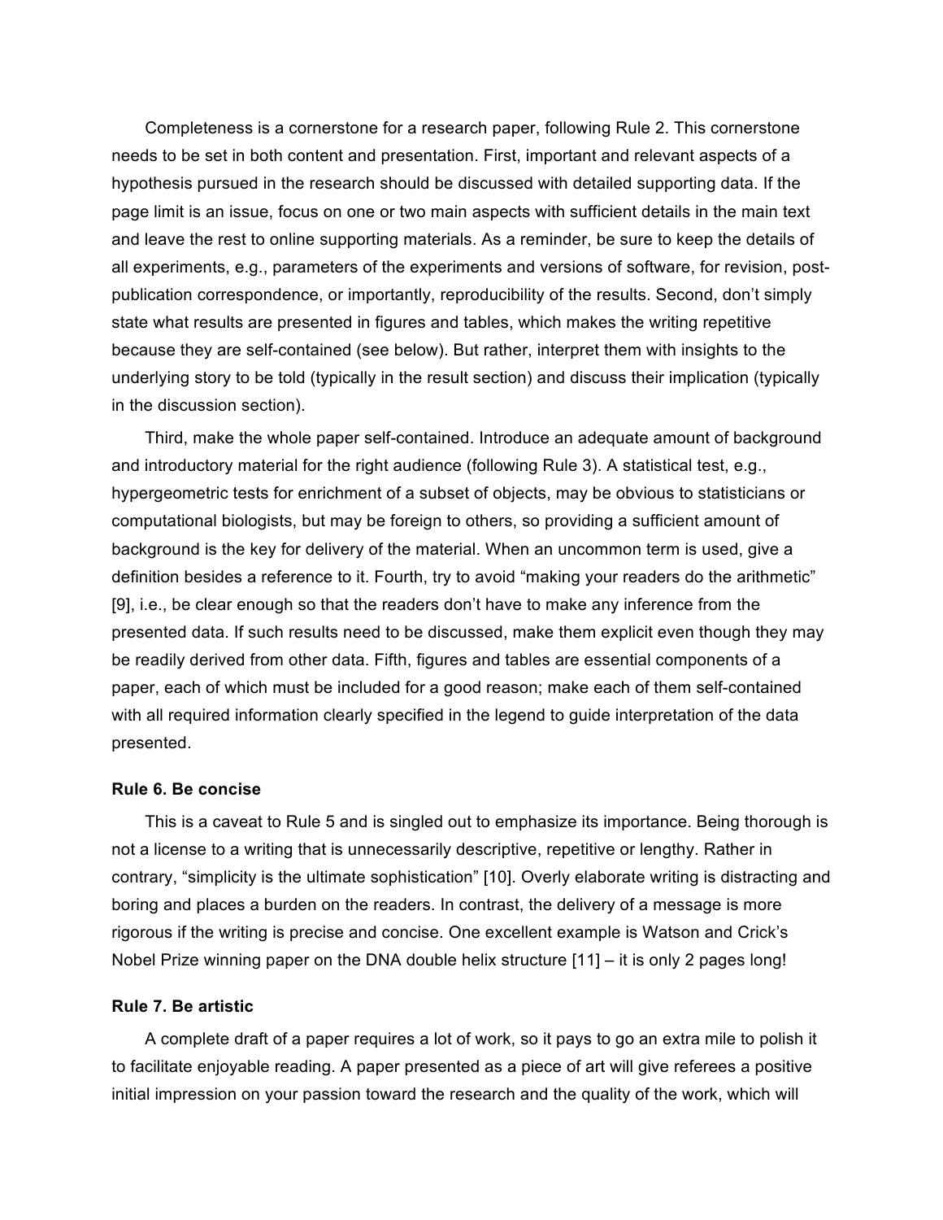Completeness is a cornerstone for a research paper, following Rule 2. This cornerstone needs to be set in both content and presentation. First, important and relevant aspects of a hypothesis pursued in the research should be discussed with detailed supporting data. If the page limit is an issue, focus on one or two main aspects with sufficient details in the main text and leave the rest to online supporting materials. As a reminder, be sure to keep the details of all experiments, e.g., parameters of the experiments and versions of software, for revision, post-publication correspondence, or importantly, reproducibility of the results. Second, don't simply state what results are presented in figures and tables, which makes the writing repetitive because they are self-contained (see below). But rather, interpret them with insights to the underlying story to be told (typically in the result section) and discuss their implication (typically in the discussion section).

Third, make the whole paper self-contained. Introduce an adequate amount of background and introductory material for the right audience (following Rule 3). A statistical test, e.g., hypergeometric tests for enrichment of a subset of objects, may be obvious to statisticians or computational biologists, but may be foreign to others, so providing a sufficient amount of background is the key for delivery of the material. When an uncommon term is used, give a definition besides a reference to it. Fourth, try to avoid "making your readers do the arithmetic" [9], i.e., be clear enough so that the readers don't have to make any inference from the presented data. If such results need to be discussed, make them explicit even though they may be readily derived from other data. Fifth, figures and tables are essential components of a paper, each of which must be included for a good reason; make each of them self-contained with all required information clearly specified in the legend to guide interpretation of the data presented.

### Rule 6. Be concise

This is a caveat to Rule 5 and is singled out to emphasize its importance. Being thorough is not a license to a writing that is unnecessarily descriptive, repetitive or lengthy. Rather in contrary, "simplicity is the ultimate sophistication" [10]. Overly elaborate writing is distracting and boring and places a burden on the readers. In contrast, the delivery of a message is more rigorous if the writing is precise and concise. One excellent example is Watson and Crick's Nobel Prize winning paper on the DNA double helix structure [11] – it is only 2 pages long!

### Rule 7. Be artistic

A complete draft of a paper requires a lot of work, so it pays to go an extra mile to polish it to facilitate enjoyable reading. A paper presented as a piece of art will give referees a positive initial impression on your passion toward the research and the quality of the work, which will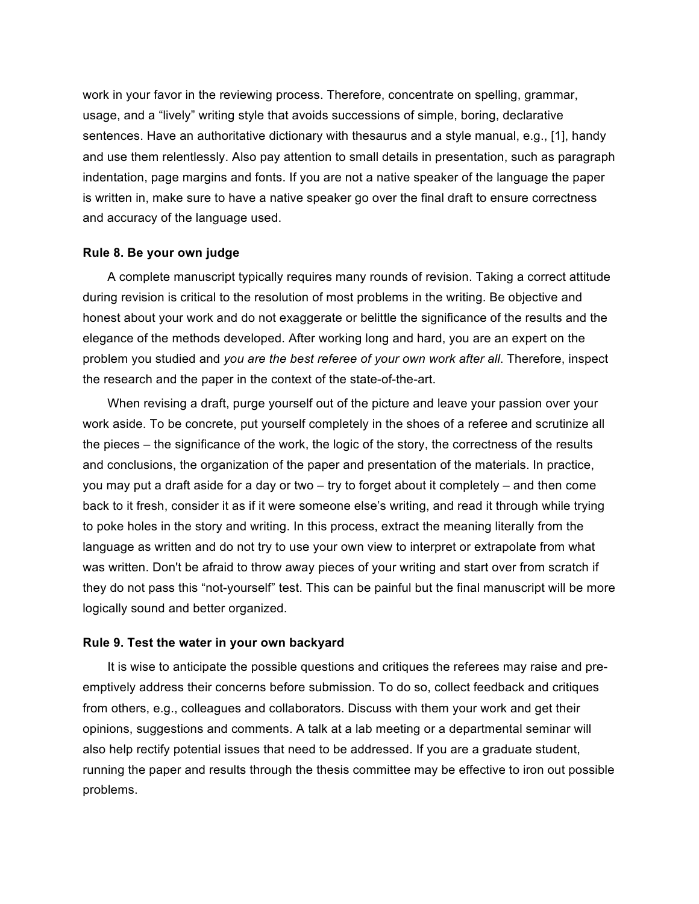work in your favor in the reviewing process. Therefore, concentrate on spelling, grammar, usage, and a "lively" writing style that avoids successions of simple, boring, declarative sentences. Have an authoritative dictionary with thesaurus and a style manual, e.g., [1], handy and use them relentlessly. Also pay attention to small details in presentation, such as paragraph indentation, page margins and fonts. If you are not a native speaker of the language the paper is written in, make sure to have a native speaker go over the final draft to ensure correctness and accuracy of the language used.

**Rule 8. Be your own judge**

A complete manuscript typically requires many rounds of revision. Taking a correct attitude during revision is critical to the resolution of most problems in the writing. Be objective and honest about your work and do not exaggerate or belittle the significance of the results and the elegance of the methods developed. After working long and hard, you are an expert on the problem you studied and *you are the best referee of your own work after all*. Therefore, inspect the research and the paper in the context of the state-of-the-art.

When revising a draft, purge yourself out of the picture and leave your passion over your work aside. To be concrete, put yourself completely in the shoes of a referee and scrutinize all the pieces – the significance of the work, the logic of the story, the correctness of the results and conclusions, the organization of the paper and presentation of the materials. In practice, you may put a draft aside for a day or two – try to forget about it completely – and then come back to it fresh, consider it as if it were someone else's writing, and read it through while trying to poke holes in the story and writing. In this process, extract the meaning literally from the language as written and do not try to use your own view to interpret or extrapolate from what was written. Don't be afraid to throw away pieces of your writing and start over from scratch if they do not pass this "not-yourself" test. This can be painful but the final manuscript will be more logically sound and better organized.

**Rule 9. Test the water in your own backyard**

It is wise to anticipate the possible questions and critiques the referees may raise and pre-emptively address their concerns before submission. To do so, collect feedback and critiques from others, e.g., colleagues and collaborators. Discuss with them your work and get their opinions, suggestions and comments. A talk at a lab meeting or a departmental seminar will also help rectify potential issues that need to be addressed. If you are a graduate student, running the paper and results through the thesis committee may be effective to iron out possible problems.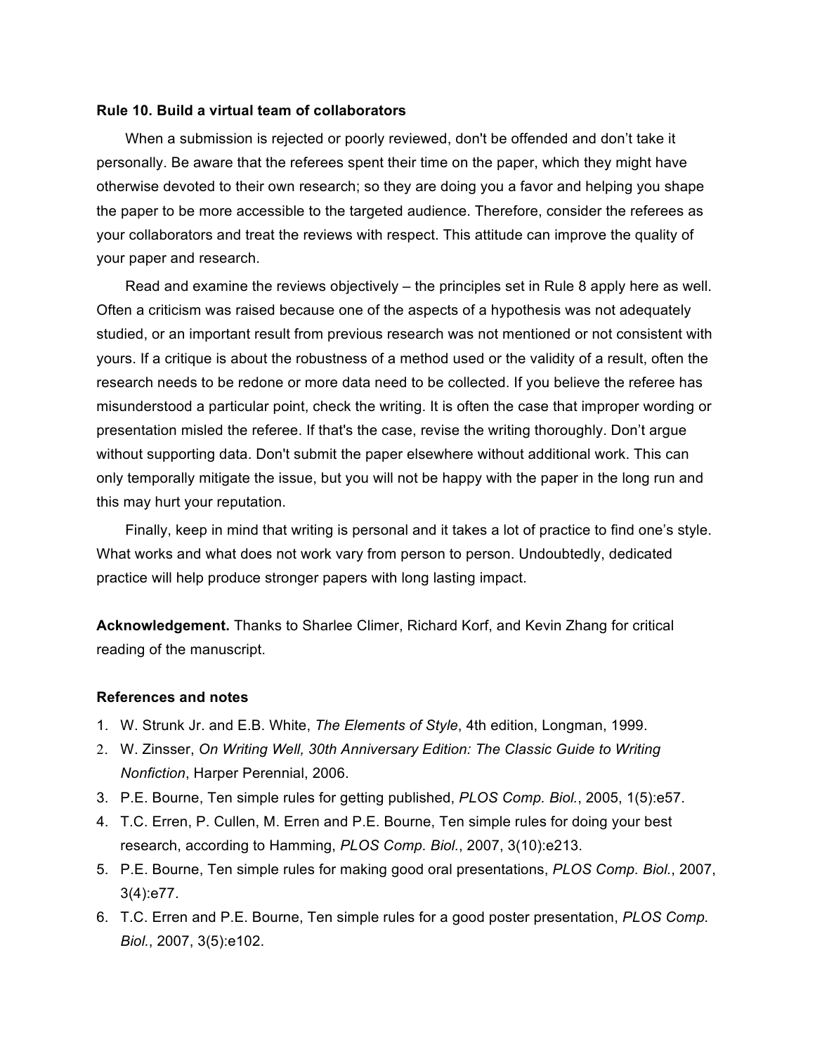**Rule 10. Build a virtual team of collaborators**

When a submission is rejected or poorly reviewed, don't be offended and don't take it personally. Be aware that the referees spent their time on the paper, which they might have otherwise devoted to their own research; so they are doing you a favor and helping you shape the paper to be more accessible to the targeted audience. Therefore, consider the referees as your collaborators and treat the reviews with respect. This attitude can improve the quality of your paper and research.

Read and examine the reviews objectively – the principles set in Rule 8 apply here as well. Often a criticism was raised because one of the aspects of a hypothesis was not adequately studied, or an important result from previous research was not mentioned or not consistent with yours. If a critique is about the robustness of a method used or the validity of a result, often the research needs to be redone or more data need to be collected. If you believe the referee has misunderstood a particular point, check the writing. It is often the case that improper wording or presentation misled the referee. If that's the case, revise the writing thoroughly. Don't argue without supporting data. Don't submit the paper elsewhere without additional work. This can only temporally mitigate the issue, but you will not be happy with the paper in the long run and this may hurt your reputation.

Finally, keep in mind that writing is personal and it takes a lot of practice to find one's style. What works and what does not work vary from person to person. Undoubtedly, dedicated practice will help produce stronger papers with long lasting impact.

**Acknowledgement.** Thanks to Sharlee Climer, Richard Korf, and Kevin Zhang for critical reading of the manuscript.

**References and notes**

1. W. Strunk Jr. and E.B. White, *The Elements of Style*, 4th edition, Longman, 1999.
2. W. Zinsser, *On Writing Well, 30th Anniversary Edition: The Classic Guide to Writing Nonfiction*, Harper Perennial, 2006.
3. P.E. Bourne, Ten simple rules for getting published, *PLOS Comp. Biol.*, 2005, 1(5):e57.
4. T.C. Erren, P. Cullen, M. Erren and P.E. Bourne, Ten simple rules for doing your best research, according to Hamming, *PLOS Comp. Biol.*, 2007, 3(10):e213.
5. P.E. Bourne, Ten simple rules for making good oral presentations, *PLOS Comp. Biol.*, 2007, 3(4):e77.
6. T.C. Erren and P.E. Bourne, Ten simple rules for a good poster presentation, *PLOS Comp. Biol.*, 2007, 3(5):e102.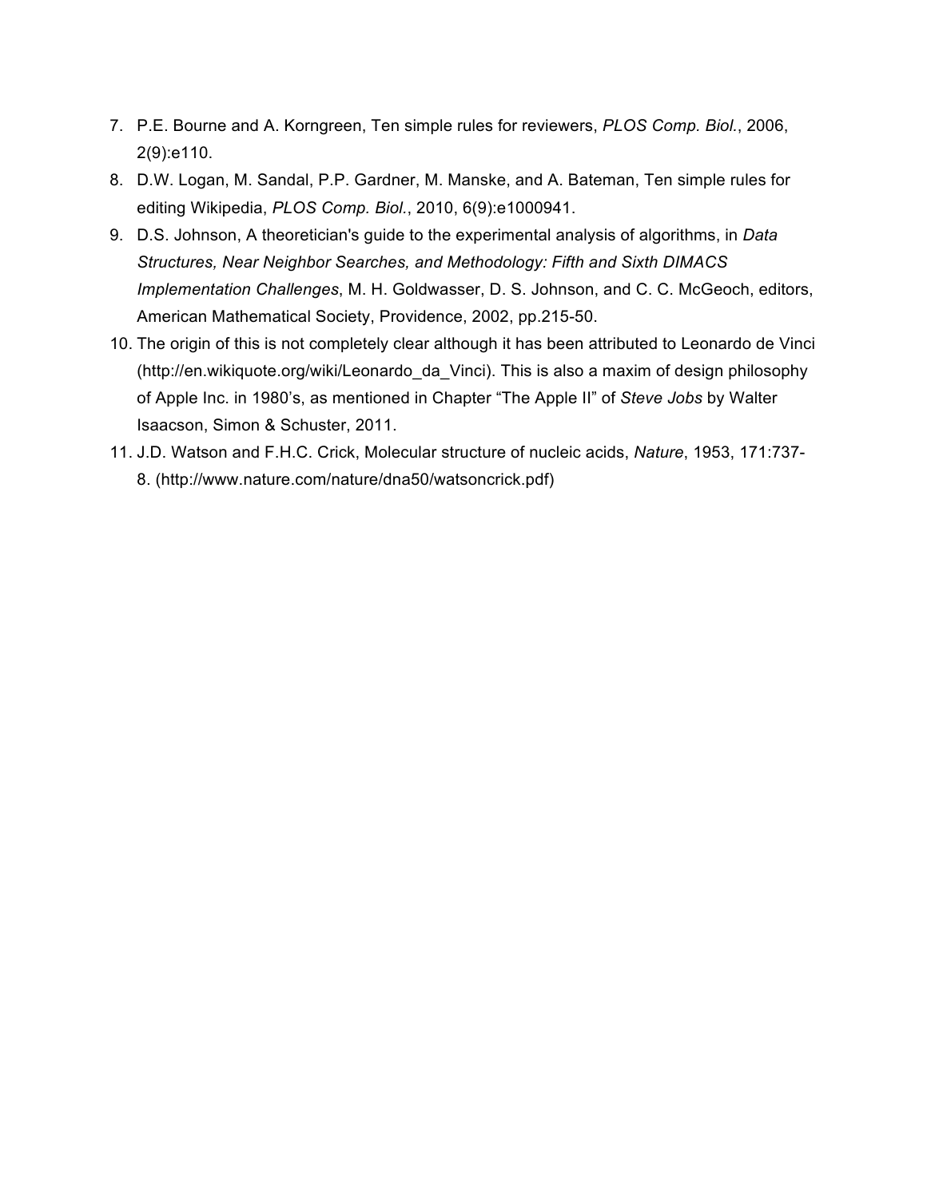7. P.E. Bourne and A. Korngreen, Ten simple rules for reviewers, *PLOS Comp. Biol.*, 2006, 2(9):e110.
8. D.W. Logan, M. Sandal, P.P. Gardner, M. Manske, and A. Bateman, Ten simple rules for editing Wikipedia, *PLOS Comp. Biol.*, 2010, 6(9):e1000941.
9. D.S. Johnson, A theoretician's guide to the experimental analysis of algorithms, in *Data Structures, Near Neighbor Searches, and Methodology: Fifth and Sixth DIMACS Implementation Challenges*, M. H. Goldwasser, D. S. Johnson, and C. C. McGeoch, editors, American Mathematical Society, Providence, 2002, pp.215-50.
10. The origin of this is not completely clear although it has been attributed to Leonardo de Vinci (http://en.wikiquote.org/wiki/Leonardo_da_Vinci). This is also a maxim of design philosophy of Apple Inc. in 1980's, as mentioned in Chapter "The Apple II" of *Steve Jobs* by Walter Isaacson, Simon & Schuster, 2011.
11. J.D. Watson and F.H.C. Crick, Molecular structure of nucleic acids, *Nature*, 1953, 171:737-8. (http://www.nature.com/nature/dna50/watsoncrick.pdf)